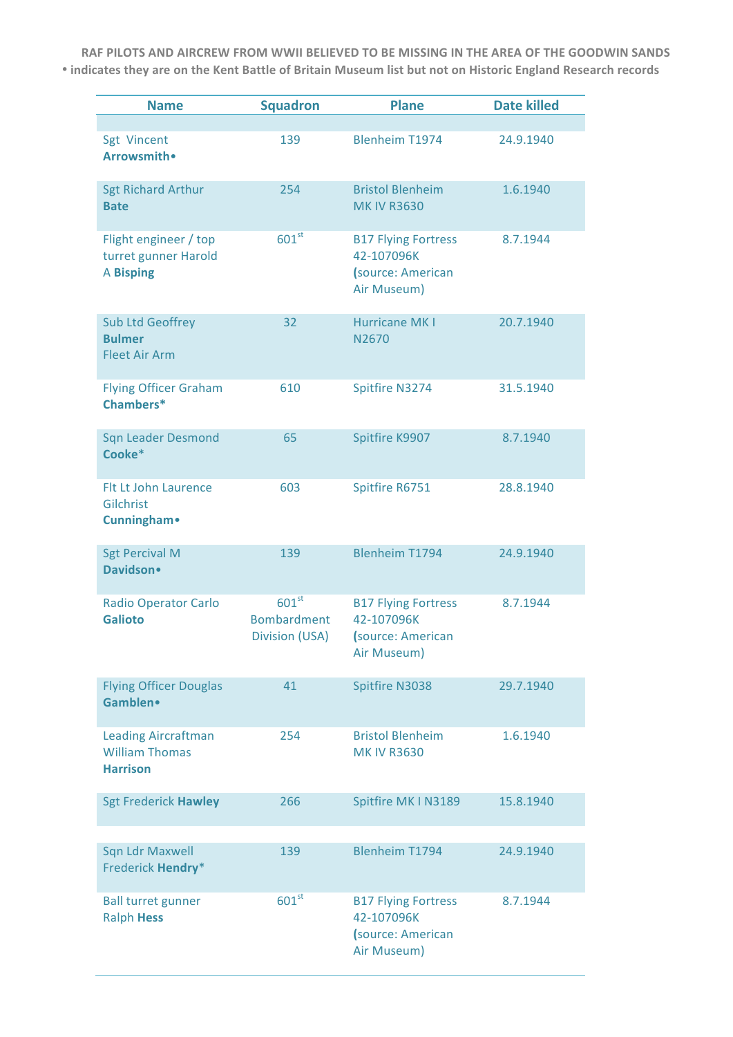**RAF PILOTS AND AIRCREW FROM WWII BELIEVED TO BE MISSING IN THE AREA OF THE GOODWIN SANDS**

**• indicates they are on the Kent Battle of Britain Museum list but not on Historic England Research records**

| Name | Squadron | Plane | Date killed |
|---|---|---|---|
| Sgt Vincent **Arrowsmith•** | 139 | Blenheim T1974 | 24.9.1940 |
| Sgt Richard Arthur **Bate** | 254 | Bristol Blenheim MK IV R3630 | 1.6.1940 |
| Flight engineer / top turret gunner Harold A **Bisping** | 601st | B17 Flying Fortress 42-107096K (source: American Air Museum) | 8.7.1944 |
| Sub Ltd Geoffrey **Bulmer** Fleet Air Arm | 32 | Hurricane MK I N2670 | 20.7.1940 |
| Flying Officer Graham **Chambers*** | 610 | Spitfire N3274 | 31.5.1940 |
| Sqn Leader Desmond **Cooke*** | 65 | Spitfire K9907 | 8.7.1940 |
| Flt Lt John Laurence Gilchrist **Cunningham•** | 603 | Spitfire R6751 | 28.8.1940 |
| Sgt Percival M **Davidson•** | 139 | Blenheim T1794 | 24.9.1940 |
| Radio Operator Carlo **Galioto** | 601st Bombardment Division (USA) | B17 Flying Fortress 42-107096K (source: American Air Museum) | 8.7.1944 |
| Flying Officer Douglas **Gamblen•** | 41 | Spitfire N3038 | 29.7.1940 |
| Leading Aircraftman William Thomas **Harrison** | 254 | Bristol Blenheim MK IV R3630 | 1.6.1940 |
| Sgt Frederick **Hawley** | 266 | Spitfire MK I N3189 | 15.8.1940 |
| Sqn Ldr Maxwell Frederick **Hendry*** | 139 | Blenheim T1794 | 24.9.1940 |
| Ball turret gunner Ralph **Hess** | 601st | B17 Flying Fortress 42-107096K (source: American Air Museum) | 8.7.1944 |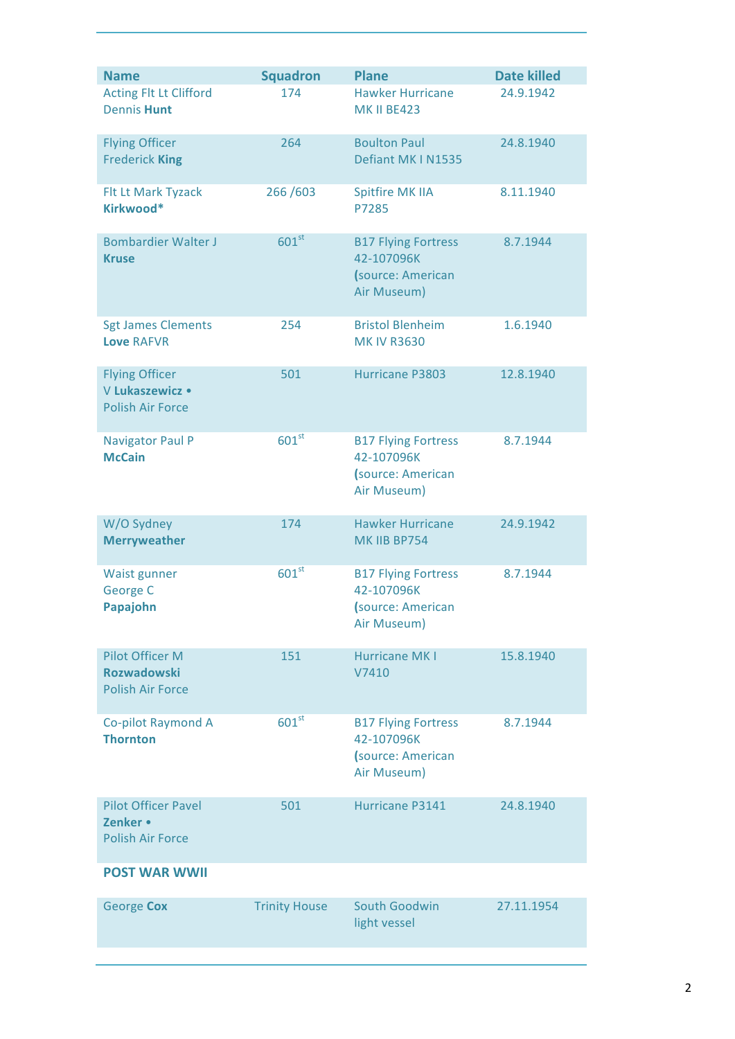| Name | Squadron | Plane | Date killed |
|---|---|---|---|
| Acting Flt Lt Clifford Dennis **Hunt** | 174 | Hawker Hurricane MK II BE423 | 24.9.1942 |
| Flying Officer Frederick **King** | 264 | Boulton Paul Defiant MK I N1535 | 24.8.1940 |
| Flt Lt Mark Tyzack **Kirkwood*** | 266 /603 | Spitfire MK IIA P7285 | 8.11.1940 |
| Bombardier Walter J **Kruse** | 601st | B17 Flying Fortress 42-107096K (source: American Air Museum) | 8.7.1944 |
| Sgt James Clements **Love** RAFVR | 254 | Bristol Blenheim MK IV R3630 | 1.6.1940 |
| Flying Officer V **Lukaszewicz** • Polish Air Force | 501 | Hurricane P3803 | 12.8.1940 |
| Navigator Paul P **McCain** | 601st | B17 Flying Fortress 42-107096K (source: American Air Museum) | 8.7.1944 |
| W/O Sydney **Merryweather** | 174 | Hawker Hurricane MK IIB BP754 | 24.9.1942 |
| Waist gunner George C **Papajohn** | 601st | B17 Flying Fortress 42-107096K (source: American Air Museum) | 8.7.1944 |
| Pilot Officer M **Rozwadowski** Polish Air Force | 151 | Hurricane MK I V7410 | 15.8.1940 |
| Co-pilot Raymond A **Thornton** | 601st | B17 Flying Fortress 42-107096K (source: American Air Museum) | 8.7.1944 |
| Pilot Officer Pavel **Zenker** • Polish Air Force | 501 | Hurricane P3141 | 24.8.1940 |
| **POST WAR WWII** | | | |
| George **Cox** | Trinity House | South Goodwin light vessel | 27.11.1954 |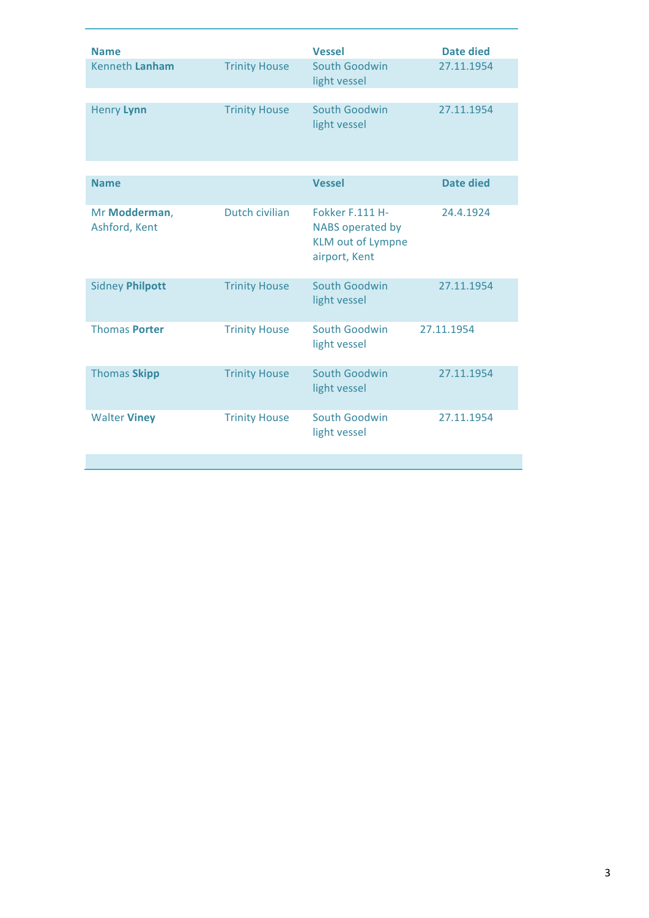| Name | | Vessel | Date died |
|---|---|---|---|
| Kenneth **Lanham** | Trinity House | South Goodwin light vessel | 27.11.1954 |
| Henry **Lynn** | Trinity House | South Goodwin light vessel | 27.11.1954 |

| Name | | Vessel | Date died |
|---|---|---|---|
| Mr **Modderman**, Ashford, Kent | Dutch civilian | Fokker F.111 H-NABS operated by KLM out of Lympne airport, Kent | 24.4.1924 |
| Sidney **Philpott** | Trinity House | South Goodwin light vessel | 27.11.1954 |
| Thomas **Porter** | Trinity House | South Goodwin light vessel | 27.11.1954 |
| Thomas **Skipp** | Trinity House | South Goodwin light vessel | 27.11.1954 |
| Walter **Viney** | Trinity House | South Goodwin light vessel | 27.11.1954 |